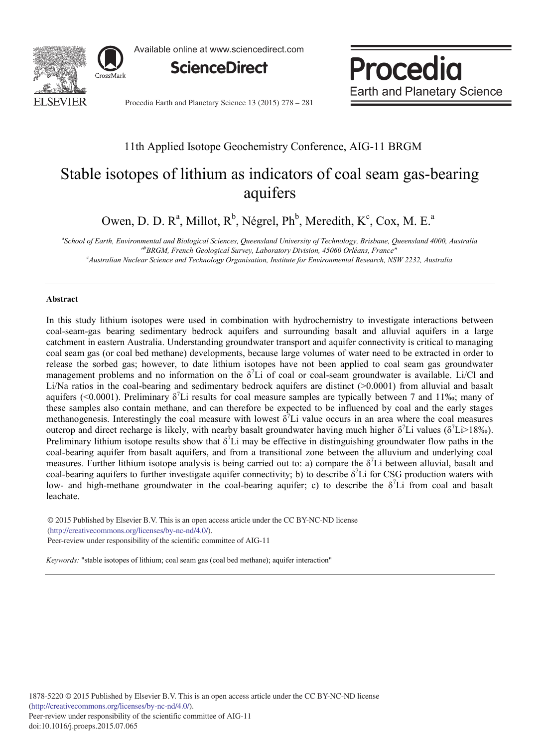11th Applied Isotope Geochemistry Conference, AIG-11 BRGM

# Stable isotopes of lithium as indicators of coal seam gas-bearing aquifers

Owen, D. D. R[a], Millot, R[b], Négrel, Ph[b], Meredith, K[c], Cox, M. E.[a]

[a]*School of Earth, Environmental and Biological Sciences, Queensland University of Technology, Brisbane, Queensland 4000, Australia*
[b]*BRGM, French Geological Survey, Laboratory Division, 45060 Orléans, France*
[c]*Australian Nuclear Science and Technology Organisation, Institute for Environmental Research, NSW 2232, Australia*

---

### Abstract

In this study lithium isotopes were used in combination with hydrochemistry to investigate interactions between coal-seam-gas bearing sedimentary bedrock aquifers and surrounding basalt and alluvial aquifers in a large catchment in eastern Australia. Understanding groundwater transport and aquifer connectivity is critical to managing coal seam gas (or coal bed methane) developments, because large volumes of water need to be extracted in order to release the sorbed gas; however, to date lithium isotopes have not been applied to coal seam gas groundwater management problems and no information on the $\delta^7$Li of coal or coal-seam groundwater is available. Li/Cl and Li/Na ratios in the coal-bearing and sedimentary bedrock aquifers are distinct (>0.0001) from alluvial and basalt aquifers (<0.0001). Preliminary $\delta^7$Li results for coal measure samples are typically between 7 and 11‰; many of these samples also contain methane, and can therefore be expected to be influenced by coal and the early stages methanogenesis. Interestingly the coal measure with lowest $\delta^7$Li value occurs in an area where the coal measures outcrop and direct recharge is likely, with nearby basalt groundwater having much higher $\delta^7$Li values ($\delta^7$Li>18‰). Preliminary lithium isotope results show that $\delta^7$Li may be effective in distinguishing groundwater flow paths in the coal-bearing aquifer from basalt aquifers, and from a transitional zone between the alluvium and underlying coal measures. Further lithium isotope analysis is being carried out to: a) compare the $\delta^7$Li between alluvial, basalt and coal-bearing aquifers to further investigate aquifer connectivity; b) to describe $\delta^7$Li for CSG production waters with low- and high-methane groundwater in the coal-bearing aquifer; c) to describe the $\delta^7$Li from coal and basalt leachate.

© 2015 Published by Elsevier B.V. This is an open access article under the CC BY-NC-ND license (http://creativecommons.org/licenses/by-nc-nd/4.0/).
Peer-review under responsibility of the scientific committee of AIG-11

*Keywords:* "stable isotopes of lithium; coal seam gas (coal bed methane); aquifer interaction"

---

1878-5220 © 2015 Published by Elsevier B.V. This is an open access article under the CC BY-NC-ND license (http://creativecommons.org/licenses/by-nc-nd/4.0/).
Peer-review under responsibility of the scientific committee of AIG-11
doi:10.1016/j.proeps.2015.07.065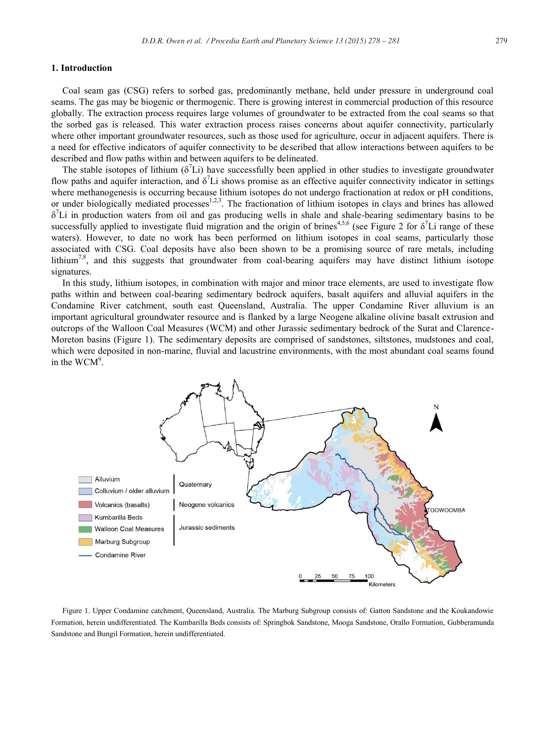## 1. Introduction

Coal seam gas (CSG) refers to sorbed gas, predominantly methane, held under pressure in underground coal seams. The gas may be biogenic or thermogenic. There is growing interest in commercial production of this resource globally. The extraction process requires large volumes of groundwater to be extracted from the coal seams so that the sorbed gas is released. This water extraction process raises concerns about aquifer connectivity, particularly where other important groundwater resources, such as those used for agriculture, occur in adjacent aquifers. There is a need for effective indicators of aquifer connectivity to be described that allow interactions between aquifers to be described and flow paths within and between aquifers to be delineated.

The stable isotopes of lithium ($\delta^7$Li) have successfully been applied in other studies to investigate groundwater flow paths and aquifer interaction, and $\delta^7$Li shows promise as an effective aquifer connectivity indicator in settings where methanogenesis is occurring because lithium isotopes do not undergo fractionation at redox or pH conditions, or under biologically mediated processes[1,2,3]. The fractionation of lithium isotopes in clays and brines has allowed $\delta^7$Li in production waters from oil and gas producing wells in shale and shale-bearing sedimentary basins to be successfully applied to investigate fluid migration and the origin of brines[4,5,6] (see Figure 2 for $\delta^7$Li range of these waters). However, to date no work has been performed on lithium isotopes in coal seams, particularly those associated with CSG. Coal deposits have also shown to be a promising source of rare metals, including lithium[7,8], and this suggests that groundwater from coal-bearing aquifers may have distinct lithium isotope signatures.

In this study, lithium isotopes, in combination with major and minor trace elements, are used to investigate flow paths within and between coal-bearing sedimentary bedrock aquifers, basalt aquifers and alluvial aquifers in the Condamine River catchment, south east Queensland, Australia. The upper Condamine River alluvium is an important agricultural groundwater resource and is flanked by a large Neogene alkaline olivine basalt extrusion and outcrops of the Walloon Coal Measures (WCM) and other Jurassic sedimentary bedrock of the Surat and Clarence-Moreton basins (Figure 1). The sedimentary deposits are comprised of sandstones, siltstones, mudstones and coal, which were deposited in non-marine, fluvial and lacustrine environments, with the most abundant coal seams found in the WCM[9].

Figure 1. Upper Condamine catchment, Queensland, Australia. The Marburg Subgroup consists of: Gatton Sandstone and the Koukandowie Formation, herein undifferentiated. The Kumbarilla Beds consists of: Springbok Sandstone, Mooga Sandstone, Orallo Formation, Gubberamunda Sandstone and Bungil Formation, herein undifferentiated.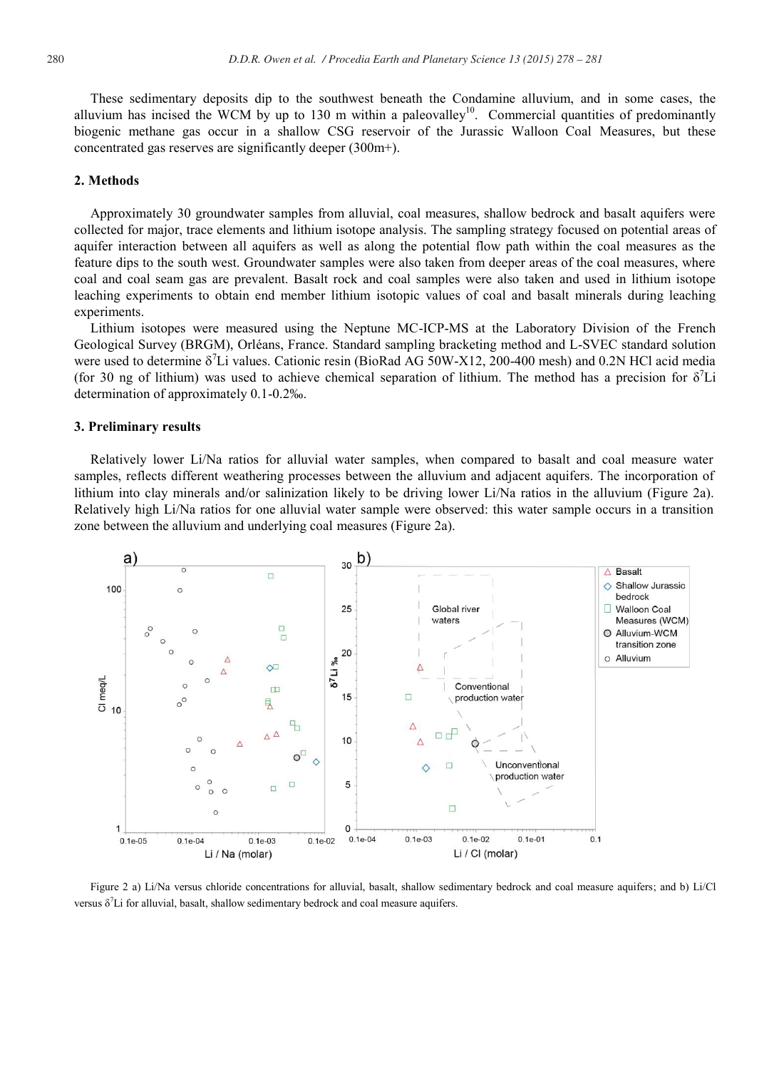These sedimentary deposits dip to the southwest beneath the Condamine alluvium, and in some cases, the alluvium has incised the WCM by up to 130 m within a paleovalley[10]. Commercial quantities of predominantly biogenic methane gas occur in a shallow CSG reservoir of the Jurassic Walloon Coal Measures, but these concentrated gas reserves are significantly deeper (300m+).

## 2. Methods

Approximately 30 groundwater samples from alluvial, coal measures, shallow bedrock and basalt aquifers were collected for major, trace elements and lithium isotope analysis. The sampling strategy focused on potential areas of aquifer interaction between all aquifers as well as along the potential flow path within the coal measures as the feature dips to the south west. Groundwater samples were also taken from deeper areas of the coal measures, where coal and coal seam gas are prevalent. Basalt rock and coal samples were also taken and used in lithium isotope leaching experiments to obtain end member lithium isotopic values of coal and basalt minerals during leaching experiments.

Lithium isotopes were measured using the Neptune MC-ICP-MS at the Laboratory Division of the French Geological Survey (BRGM), Orléans, France. Standard sampling bracketing method and L-SVEC standard solution were used to determine $\delta^7$Li values. Cationic resin (BioRad AG 50W-X12, 200-400 mesh) and 0.2N HCl acid media (for 30 ng of lithium) was used to achieve chemical separation of lithium. The method has a precision for $\delta^7$Li determination of approximately 0.1-0.2‰.

## 3. Preliminary results

Relatively lower Li/Na ratios for alluvial water samples, when compared to basalt and coal measure water samples, reflects different weathering processes between the alluvium and adjacent aquifers. The incorporation of lithium into clay minerals and/or salinization likely to be driving lower Li/Na ratios in the alluvium (Figure 2a). Relatively high Li/Na ratios for one alluvial water sample were observed: this water sample occurs in a transition zone between the alluvium and underlying coal measures (Figure 2a).

Figure 2 a) Li/Na versus chloride concentrations for alluvial, basalt, shallow sedimentary bedrock and coal measure aquifers; and b) Li/Cl versus $\delta^7$Li for alluvial, basalt, shallow sedimentary bedrock and coal measure aquifers.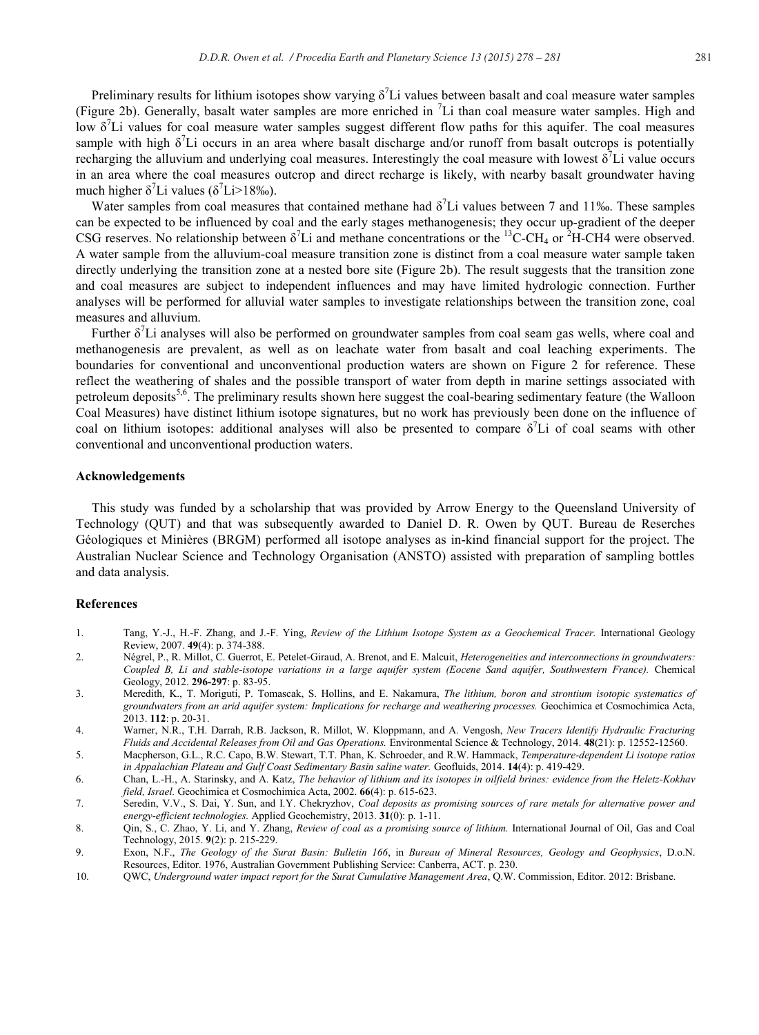Preliminary results for lithium isotopes show varying $\delta^7$Li values between basalt and coal measure water samples (Figure 2b). Generally, basalt water samples are more enriched in $^7$Li than coal measure water samples. High and low $\delta^7$Li values for coal measure water samples suggest different flow paths for this aquifer. The coal measures sample with high $\delta^7$Li occurs in an area where basalt discharge and/or runoff from basalt outcrops is potentially recharging the alluvium and underlying coal measures. Interestingly the coal measure with lowest $\delta^7$Li value occurs in an area where the coal measures outcrop and direct recharge is likely, with nearby basalt groundwater having much higher $\delta^7$Li values ($\delta^7$Li>18‰).

Water samples from coal measures that contained methane had $\delta^7$Li values between 7 and 11‰. These samples can be expected to be influenced by coal and the early stages methanogenesis; they occur up-gradient of the deeper CSG reserves. No relationship between $\delta^7$Li and methane concentrations or the $^{13}$C-$CH_4$ or $^2$H-CH4 were observed. A water sample from the alluvium-coal measure transition zone is distinct from a coal measure water sample taken directly underlying the transition zone at a nested bore site (Figure 2b). The result suggests that the transition zone and coal measures are subject to independent influences and may have limited hydrologic connection. Further analyses will be performed for alluvial water samples to investigate relationships between the transition zone, coal measures and alluvium.

Further $\delta^7$Li analyses will also be performed on groundwater samples from coal seam gas wells, where coal and methanogenesis are prevalent, as well as on leachate water from basalt and coal leaching experiments. The boundaries for conventional and unconventional production waters are shown on Figure 2 for reference. These reflect the weathering of shales and the possible transport of water from depth in marine settings associated with petroleum deposits[5,6]. The preliminary results shown here suggest the coal-bearing sedimentary feature (the Walloon Coal Measures) have distinct lithium isotope signatures, but no work has previously been done on the influence of coal on lithium isotopes: additional analyses will also be presented to compare $\delta^7$Li of coal seams with other conventional and unconventional production waters.

### Acknowledgements

This study was funded by a scholarship that was provided by Arrow Energy to the Queensland University of Technology (QUT) and that was subsequently awarded to Daniel D. R. Owen by QUT. Bureau de Reserches Géologiques et Minières (BRGM) performed all isotope analyses as in-kind financial support for the project. The Australian Nuclear Science and Technology Organisation (ANSTO) assisted with preparation of sampling bottles and data analysis.

### References

1. Tang, Y.-J., H.-F. Zhang, and J.-F. Ying, *Review of the Lithium Isotope System as a Geochemical Tracer.* International Geology Review, 2007. **49**(4): p. 374-388.
2. Négrel, P., R. Millot, C. Guerrot, E. Petelet-Giraud, A. Brenot, and E. Malcuit, *Heterogeneities and interconnections in groundwaters: Coupled B, Li and stable-isotope variations in a large aquifer system (Eocene Sand aquifer, Southwestern France).* Chemical Geology, 2012. **296-297**: p. 83-95.
3. Meredith, K., T. Moriguti, P. Tomascak, S. Hollins, and E. Nakamura, *The lithium, boron and strontium isotopic systematics of groundwaters from an arid aquifer system: Implications for recharge and weathering processes.* Geochimica et Cosmochimica Acta, 2013. **112**: p. 20-31.
4. Warner, N.R., T.H. Darrah, R.B. Jackson, R. Millot, W. Kloppmann, and A. Vengosh, *New Tracers Identify Hydraulic Fracturing Fluids and Accidental Releases from Oil and Gas Operations.* Environmental Science & Technology, 2014. **48**(21): p. 12552-12560.
5. Macpherson, G.L., R.C. Capo, B.W. Stewart, T.T. Phan, K. Schroeder, and R.W. Hammack, *Temperature-dependent Li isotope ratios in Appalachian Plateau and Gulf Coast Sedimentary Basin saline water.* Geofluids, 2014. **14**(4): p. 419-429.
6. Chan, L.-H., A. Starinsky, and A. Katz, *The behavior of lithium and its isotopes in oilfield brines: evidence from the Heletz-Kokhav field, Israel.* Geochimica et Cosmochimica Acta, 2002. **66**(4): p. 615-623.
7. Seredin, V.V., S. Dai, Y. Sun, and I.Y. Chekryzhov, *Coal deposits as promising sources of rare metals for alternative power and energy-efficient technologies.* Applied Geochemistry, 2013. **31**(0): p. 1-11.
8. Qin, S., C. Zhao, Y. Li, and Y. Zhang, *Review of coal as a promising source of lithium.* International Journal of Oil, Gas and Coal Technology, 2015. **9**(2): p. 215-229.
9. Exon, N.F., *The Geology of the Surat Basin: Bulletin 166*, in *Bureau of Mineral Resources, Geology and Geophysics*, D.o.N. Resources, Editor. 1976, Australian Government Publishing Service: Canberra, ACT. p. 230.
10. QWC, *Underground water impact report for the Surat Cumulative Management Area*, Q.W. Commission, Editor. 2012: Brisbane.